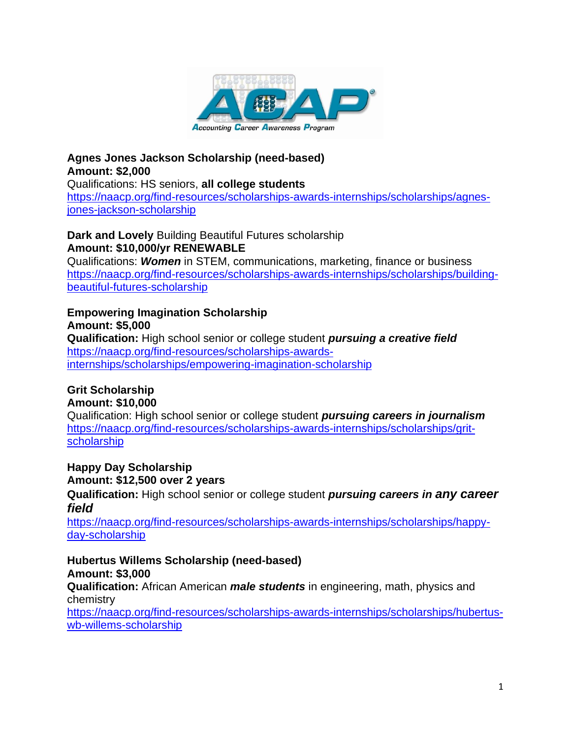**Agnes Jones Jackson Scholarship (need-based)**
**Amount: $2,000**
Qualifications: HS seniors, **all college students**
https://naacp.org/find-resources/scholarships-awards-internships/scholarships/agnes-jones-jackson-scholarship

**Dark and Lovely** Building Beautiful Futures scholarship
**Amount: $10,000/yr RENEWABLE**
Qualifications: ***Women*** in STEM, communications, marketing, finance or business
https://naacp.org/find-resources/scholarships-awards-internships/scholarships/building-beautiful-futures-scholarship

**Empowering Imagination Scholarship**
**Amount: $5,000**
**Qualification:** High school senior or college student ***pursuing a creative field***
https://naacp.org/find-resources/scholarships-awards-internships/scholarships/empowering-imagination-scholarship

**Grit Scholarship**
**Amount: $10,000**
Qualification: High school senior or college student ***pursuing careers in journalism***
https://naacp.org/find-resources/scholarships-awards-internships/scholarships/grit-scholarship

**Happy Day Scholarship**
**Amount: $12,500 over 2 years**
**Qualification:** High school senior or college student ***pursuing careers in any career field***
https://naacp.org/find-resources/scholarships-awards-internships/scholarships/happy-day-scholarship

**Hubertus Willems Scholarship (need-based)**
**Amount: $3,000**
**Qualification:** African American ***male students*** in engineering, math, physics and chemistry
https://naacp.org/find-resources/scholarships-awards-internships/scholarships/hubertus-wb-willems-scholarship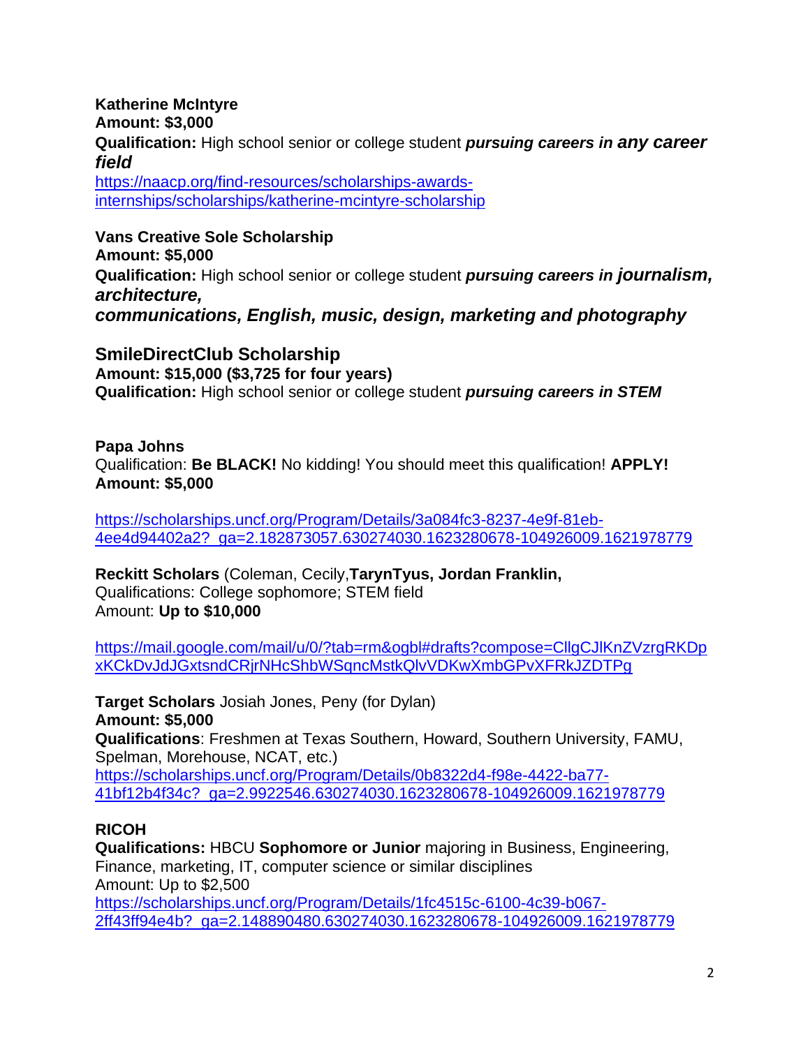**Katherine McIntyre**
**Amount: $3,000**
**Qualification:** High school senior or college student ***pursuing careers in any career field***
https://naacp.org/find-resources/scholarships-awards-internships/scholarships/katherine-mcintyre-scholarship

**Vans Creative Sole Scholarship**
**Amount: $5,000**
**Qualification:** High school senior or college student ***pursuing careers in journalism, architecture, communications, English, music, design, marketing and photography***

**SmileDirectClub Scholarship**
**Amount: $15,000 ($3,725 for four years)**
**Qualification:** High school senior or college student ***pursuing careers in STEM***

**Papa Johns**
Qualification: **Be BLACK!** No kidding! You should meet this qualification! **APPLY!**
**Amount: $5,000**

https://scholarships.uncf.org/Program/Details/3a084fc3-8237-4e9f-81eb-4ee4d94402a2?_ga=2.182873057.630274030.1623280678-104926009.1621978779

**Reckitt Scholars** (Coleman, Cecily,**TarynTyus, Jordan Franklin,**
Qualifications: College sophomore; STEM field
Amount: **Up to $10,000**

https://mail.google.com/mail/u/0/?tab=rm&ogbl#drafts?compose=CllgCJlKnZVzrgRKDpxKCkDvJdJGxtsndCRjrNHcShbWSqncMstkQlvVDKwXmbGPvXFRkJZDTPg

**Target Scholars** Josiah Jones, Peny (for Dylan)
**Amount: $5,000**
**Qualifications**: Freshmen at Texas Southern, Howard, Southern University, FAMU, Spelman, Morehouse, NCAT, etc.)
https://scholarships.uncf.org/Program/Details/0b8322d4-f98e-4422-ba77-41bf12b4f34c?_ga=2.9922546.630274030.1623280678-104926009.1621978779

**RICOH**
**Qualifications:** HBCU **Sophomore or Junior** majoring in Business, Engineering, Finance, marketing, IT, computer science or similar disciplines
Amount: Up to $2,500
https://scholarships.uncf.org/Program/Details/1fc4515c-6100-4c39-b067-2ff43ff94e4b?_ga=2.148890480.630274030.1623280678-104926009.1621978779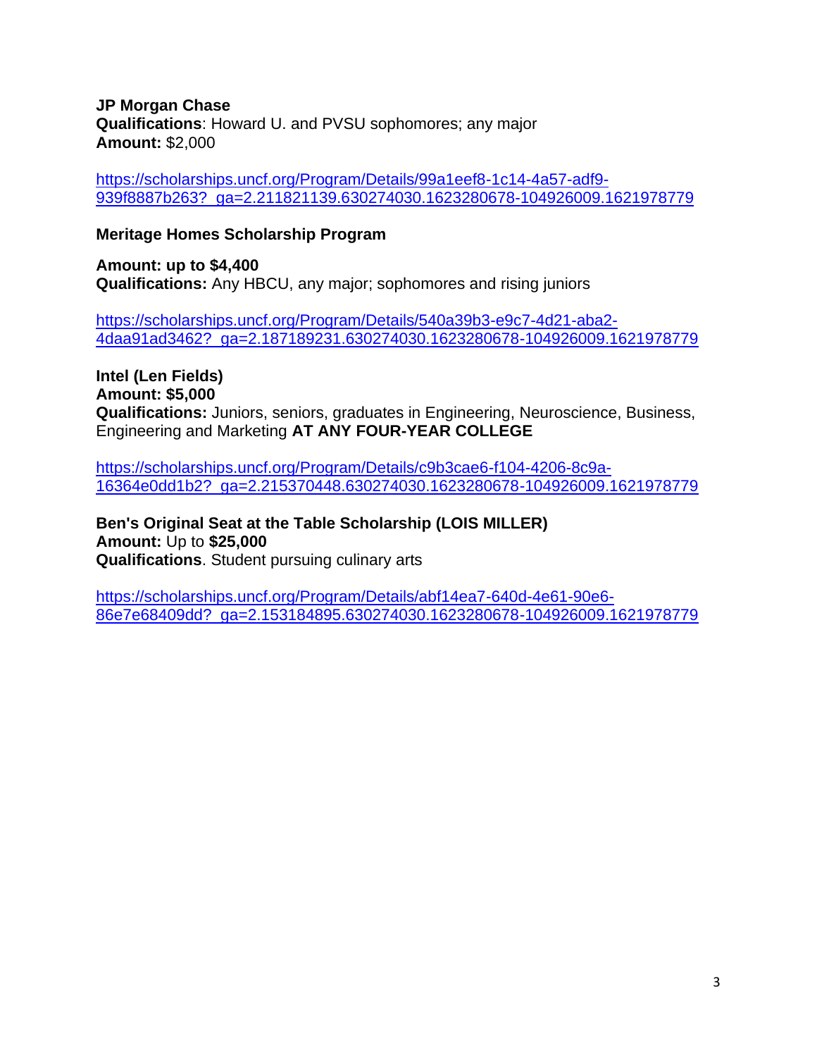**JP Morgan Chase**
**Qualifications**: Howard U. and PVSU sophomores; any major
**Amount:** $2,000

https://scholarships.uncf.org/Program/Details/99a1eef8-1c14-4a57-adf9-939f8887b263?_ga=2.211821139.630274030.1623280678-104926009.1621978779

**Meritage Homes Scholarship Program**

**Amount: up to $4,400**
**Qualifications:** Any HBCU, any major; sophomores and rising juniors

https://scholarships.uncf.org/Program/Details/540a39b3-e9c7-4d21-aba2-4daa91ad3462?_ga=2.187189231.630274030.1623280678-104926009.1621978779

**Intel (Len Fields)**
**Amount: $5,000**
**Qualifications:** Juniors, seniors, graduates in Engineering, Neuroscience, Business, Engineering and Marketing **AT ANY FOUR-YEAR COLLEGE**

https://scholarships.uncf.org/Program/Details/c9b3cae6-f104-4206-8c9a-16364e0dd1b2?_ga=2.215370448.630274030.1623280678-104926009.1621978779

**Ben's Original Seat at the Table Scholarship (LOIS MILLER)**
**Amount:** Up to **$25,000**
**Qualifications**. Student pursuing culinary arts

https://scholarships.uncf.org/Program/Details/abf14ea7-640d-4e61-90e6-86e7e68409dd?_ga=2.153184895.630274030.1623280678-104926009.1621978779